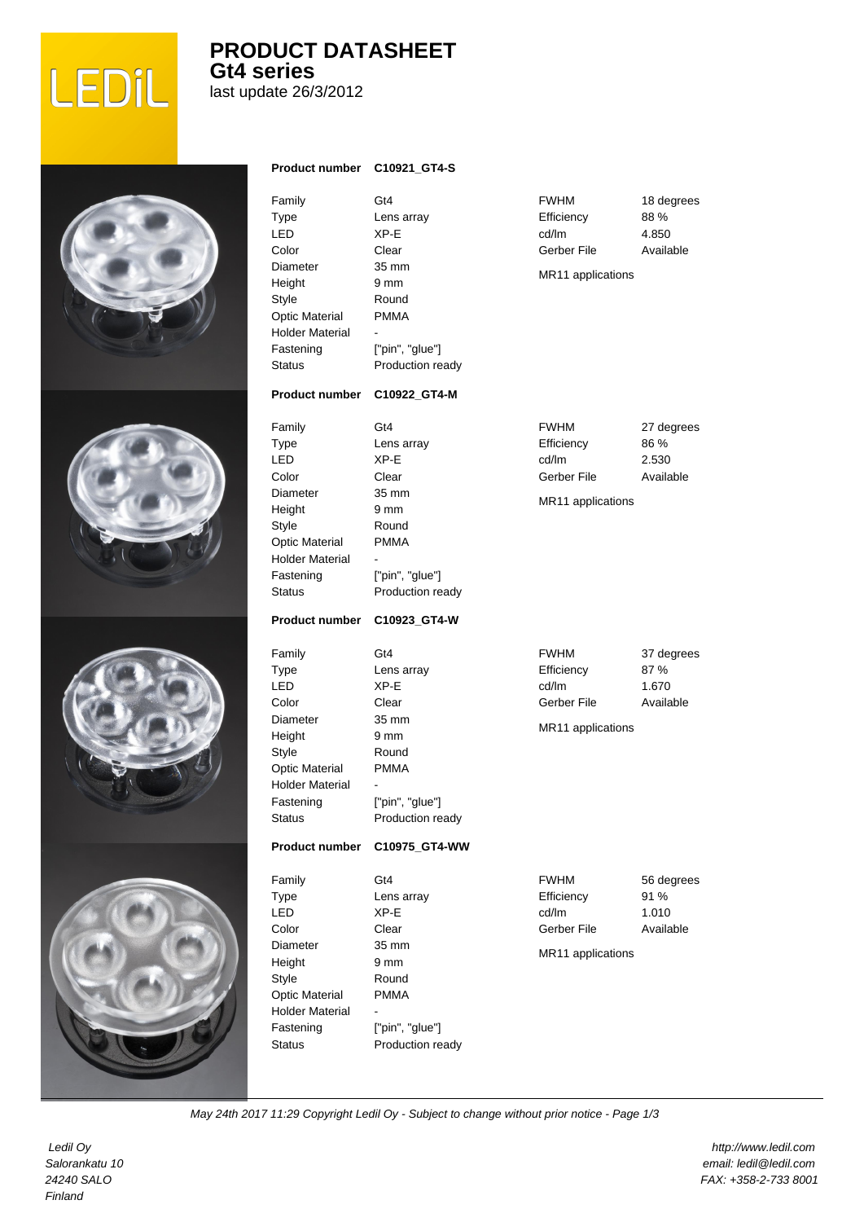# PRODUCT DATASHEET
## Gt4 series

last update 26/3/2012

**Product number** **C10921_GT4-S**

| | | | |
|---|---|---|---|
| Family | Gt4 | FWHM | 18 degrees |
| Type | Lens array | Efficiency | 88 % |
| LED | XP-E | cd/lm | 4.850 |
| Color | Clear | Gerber File | Available |
| Diameter | 35 mm | MR11 applications | |
| Height | 9 mm | | |
| Style | Round | | |
| Optic Material | PMMA | | |
| Holder Material | - | | |
| Fastening | ["pin", "glue"] | | |
| Status | Production ready | | |

**Product number** **C10922_GT4-M**

| | | | |
|---|---|---|---|
| Family | Gt4 | FWHM | 27 degrees |
| Type | Lens array | Efficiency | 86 % |
| LED | XP-E | cd/lm | 2.530 |
| Color | Clear | Gerber File | Available |
| Diameter | 35 mm | MR11 applications | |
| Height | 9 mm | | |
| Style | Round | | |
| Optic Material | PMMA | | |
| Holder Material | - | | |
| Fastening | ["pin", "glue"] | | |
| Status | Production ready | | |

**Product number** **C10923_GT4-W**

| | | | |
|---|---|---|---|
| Family | Gt4 | FWHM | 37 degrees |
| Type | Lens array | Efficiency | 87 % |
| LED | XP-E | cd/lm | 1.670 |
| Color | Clear | Gerber File | Available |
| Diameter | 35 mm | MR11 applications | |
| Height | 9 mm | | |
| Style | Round | | |
| Optic Material | PMMA | | |
| Holder Material | - | | |
| Fastening | ["pin", "glue"] | | |
| Status | Production ready | | |

**Product number** **C10975_GT4-WW**

| | | | |
|---|---|---|---|
| Family | Gt4 | FWHM | 56 degrees |
| Type | Lens array | Efficiency | 91 % |
| LED | XP-E | cd/lm | 1.010 |
| Color | Clear | Gerber File | Available |
| Diameter | 35 mm | MR11 applications | |
| Height | 9 mm | | |
| Style | Round | | |
| Optic Material | PMMA | | |
| Holder Material | - | | |
| Fastening | ["pin", "glue"] | | |
| Status | Production ready | | |

*May 24th 2017 11:29 Copyright Ledil Oy - Subject to change without prior notice*

*Ledil Oy*
*Salorankatu 10*
*24240 SALO*
*Finland*

*http://www.ledil.com*
*email: ledil@ledil.com*
*FAX: +358-2-733 8001*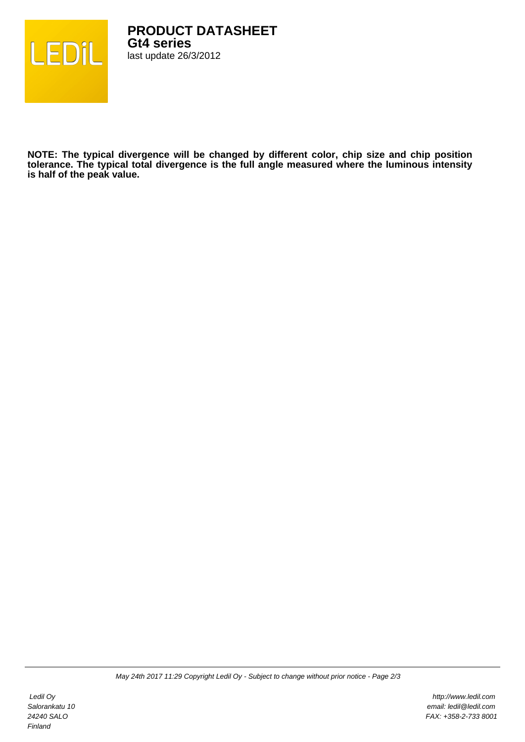**NOTE: The typical divergence will be changed by different color, chip size and chip position tolerance. The typical total divergence is the full angle measured where the luminous intensity is half of the peak value.**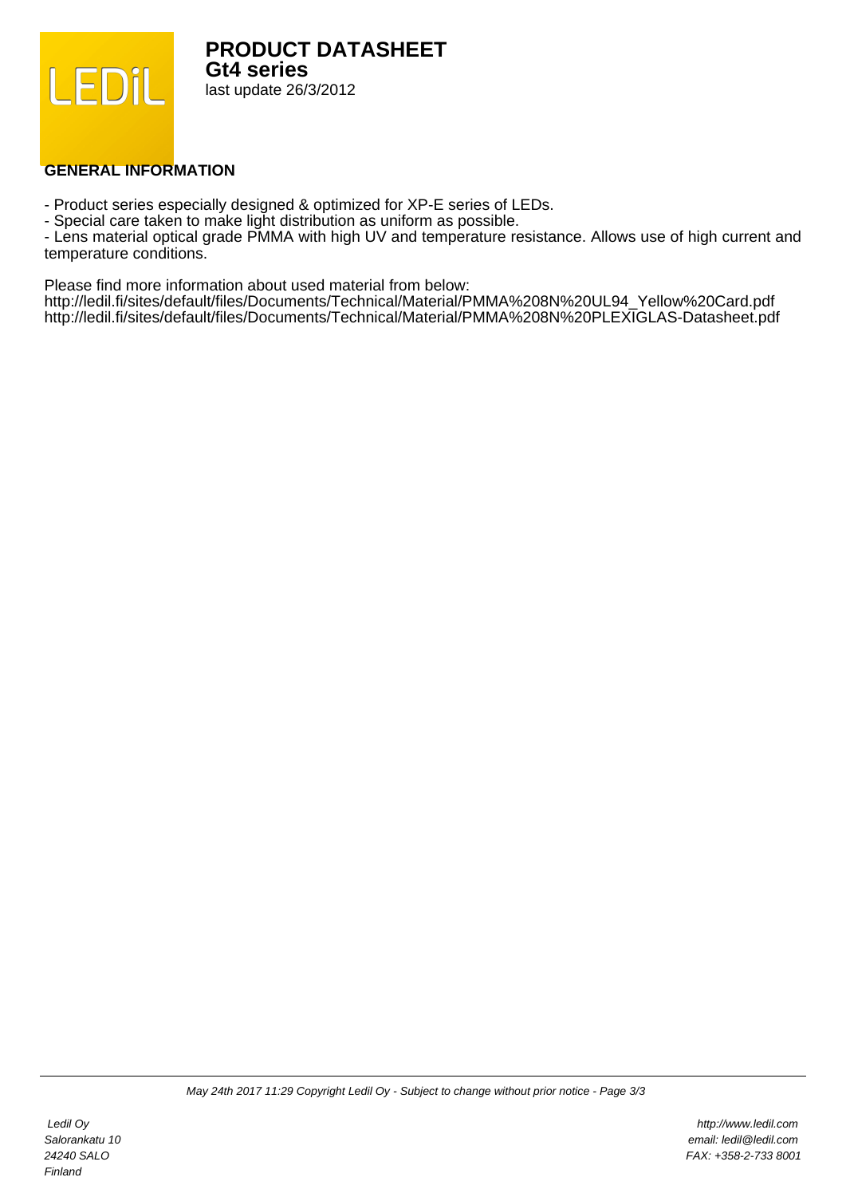# PRODUCT DATASHEET

## Gt4 series

last update 26/3/2012

### GENERAL INFORMATION

- Product series especially designed & optimized for XP-E series of LEDs.
- Special care taken to make light distribution as uniform as possible.
- Lens material optical grade PMMA with high UV and temperature resistance. Allows use of high current and temperature conditions.

Please find more information about used material from below:
http://ledil.fi/sites/default/files/Documents/Technical/Material/PMMA%208N%20UL94_Yellow%20Card.pdf
http://ledil.fi/sites/default/files/Documents/Technical/Material/PMMA%208N%20PLEXIGLAS-Datasheet.pdf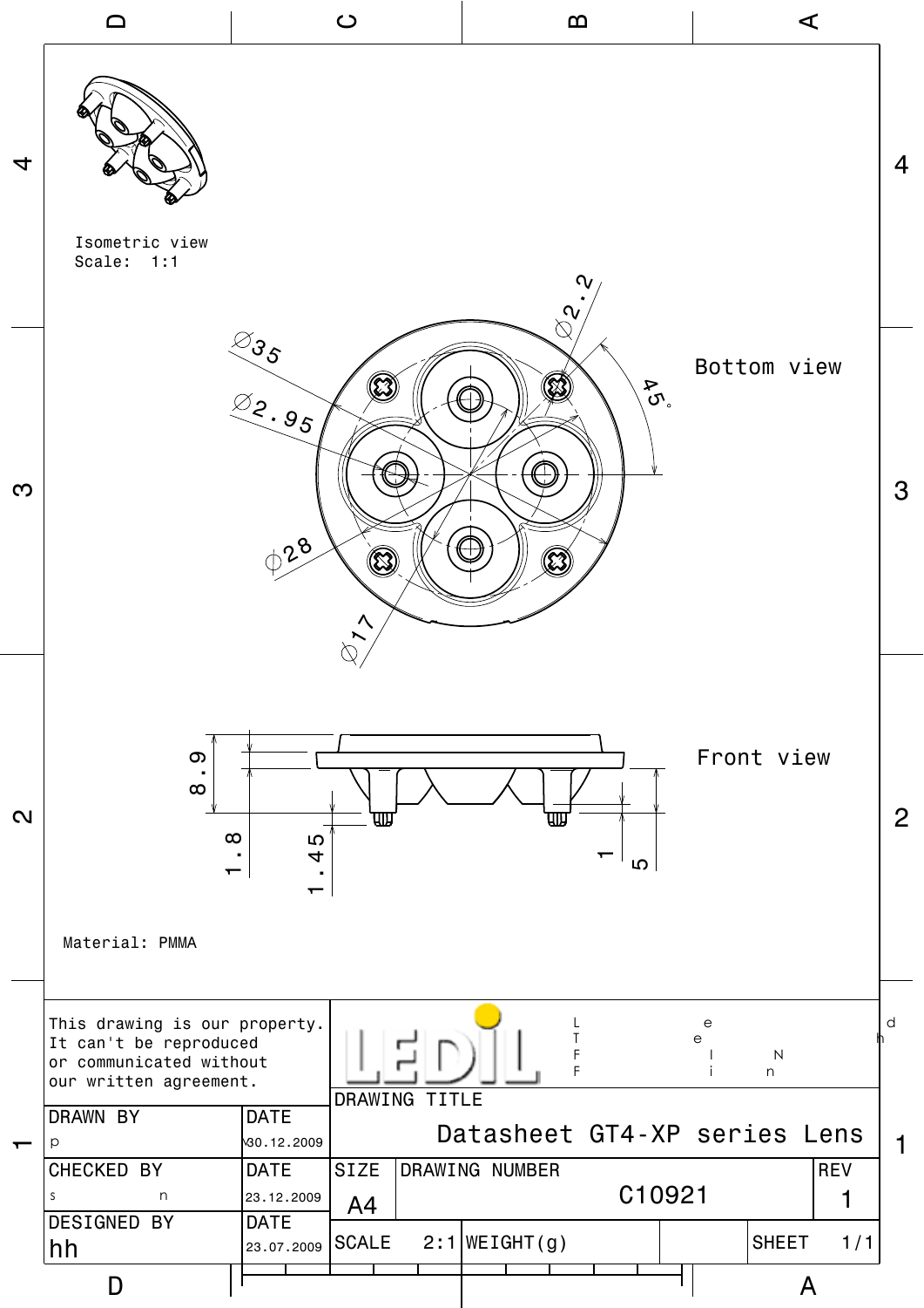Isometric view
Scale: 1:1

Bottom view

Ø35

Ø2.95

Ø28

Ø17

Ø2.2

45°

Front view

8.9

1.8

1.45

1

5

Material: PMMA

This drawing is our property.
It can't be reproduced
or communicated without
our written agreement.

LEDIL

| DRAWN BY | DATE | DRAWING TITLE | | |
|---|---|---|---|---|
| p | 30.12.2009 | Datasheet GT4-XP series Lens | | |
| CHECKED BY | DATE | SIZE | DRAWING NUMBER | REV |
| s n | 23.12.2009 | A4 | C10921 | 1 |
| DESIGNED BY | DATE | SCALE 2:1 | WEIGHT(g) | SHEET 1/1 |
| hh | 23.07.2009 | | | |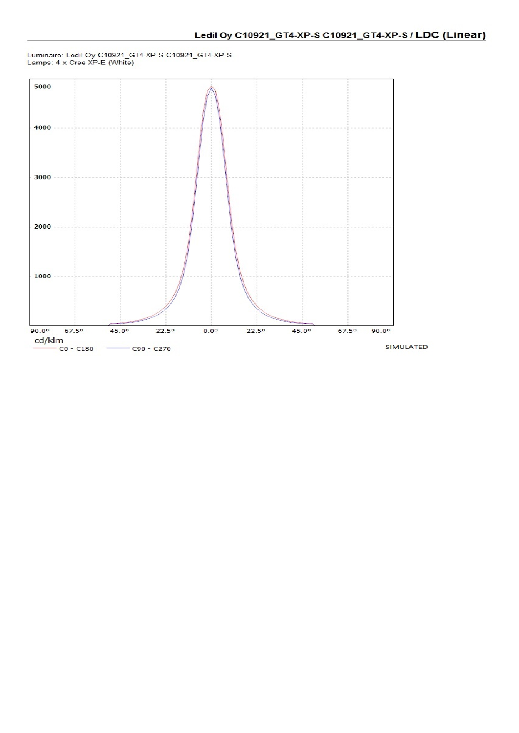## Ledil Oy C10921_GT4-XP-S C10921_GT4-XP-S / LDC (Linear)

Luminaire: Ledil Oy C10921_GT4-XP-S C10921_GT4-XP-S
Lamps: 4 x Cree XP-E (White)

5000

4000

3000

2000

1000

90.0° 67.5° 45.0° 22.5° 0.0° 22.5° 45.0° 67.5° 90.0°

cd/klm

C0 - C180 C90 - C270

SIMULATED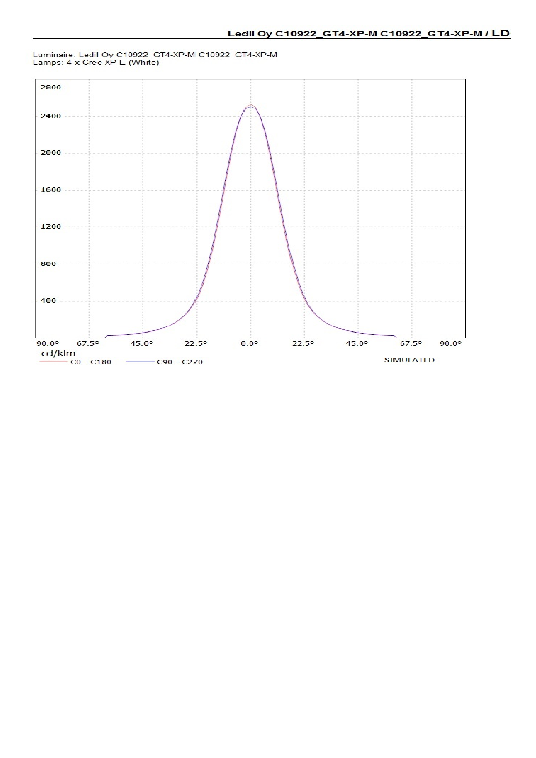Luminaire: Ledil Oy C10922_GT4-XP-M C10922_GT4-XP-M
Lamps: 4 x Cree XP-E (White)

2800
2400
2000
1600
1200
800
400

90.0° 67.5° 45.0° 22.5° 0.0° 22.5° 45.0° 67.5° 90.0°

cd/klm

C0 - C180 C90 - C270

SIMULATED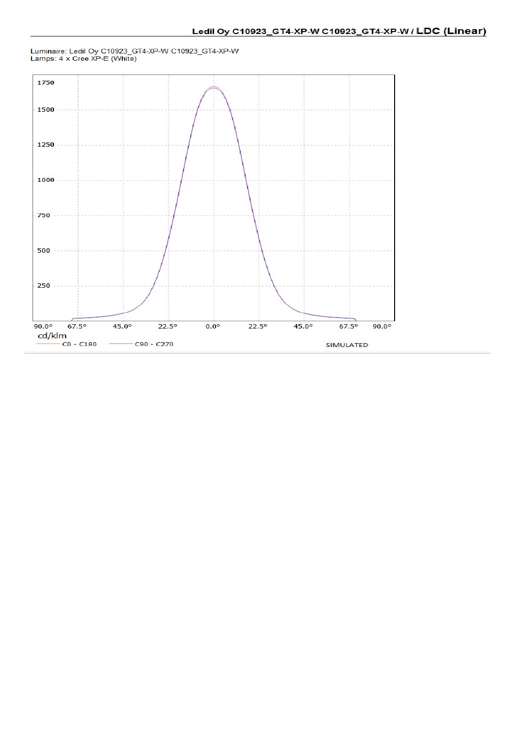**Ledil Oy C10923_GT4-XP-W C10923_GT4-XP-W / LDC (Linear)**

Luminaire: Ledil Oy C10923_GT4-XP-W C10923_GT4-XP-W
Lamps: 4 x Cree XP-E (White)

1750
1500
1250
1000
750
500
250

90.0° 67.5° 45.0° 22.5° 0.0° 22.5° 45.0° 67.5° 90.0°

cd/klm

C0 - C180 C90 - C270

SIMULATED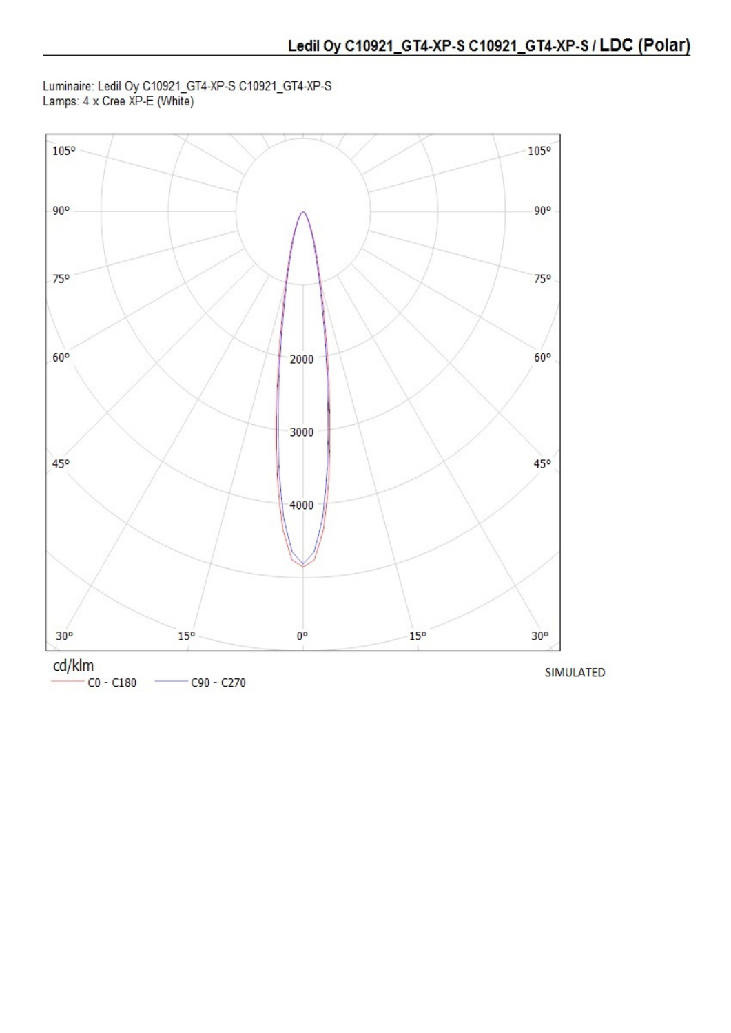## Ledil Oy C10921_GT4-XP-S C10921_GT4-XP-S / LDC (Polar)

Luminaire: Ledil Oy C10921_GT4-XP-S C10921_GT4-XP-S
Lamps: 4 x Cree XP-E (White)

105° 105°
90° 90°
75° 75°
60° 2000 60°
3000
45° 45°
4000
30° 15° 0° 15° 30°

cd/klm
C0 - C180 C90 - C270

SIMULATED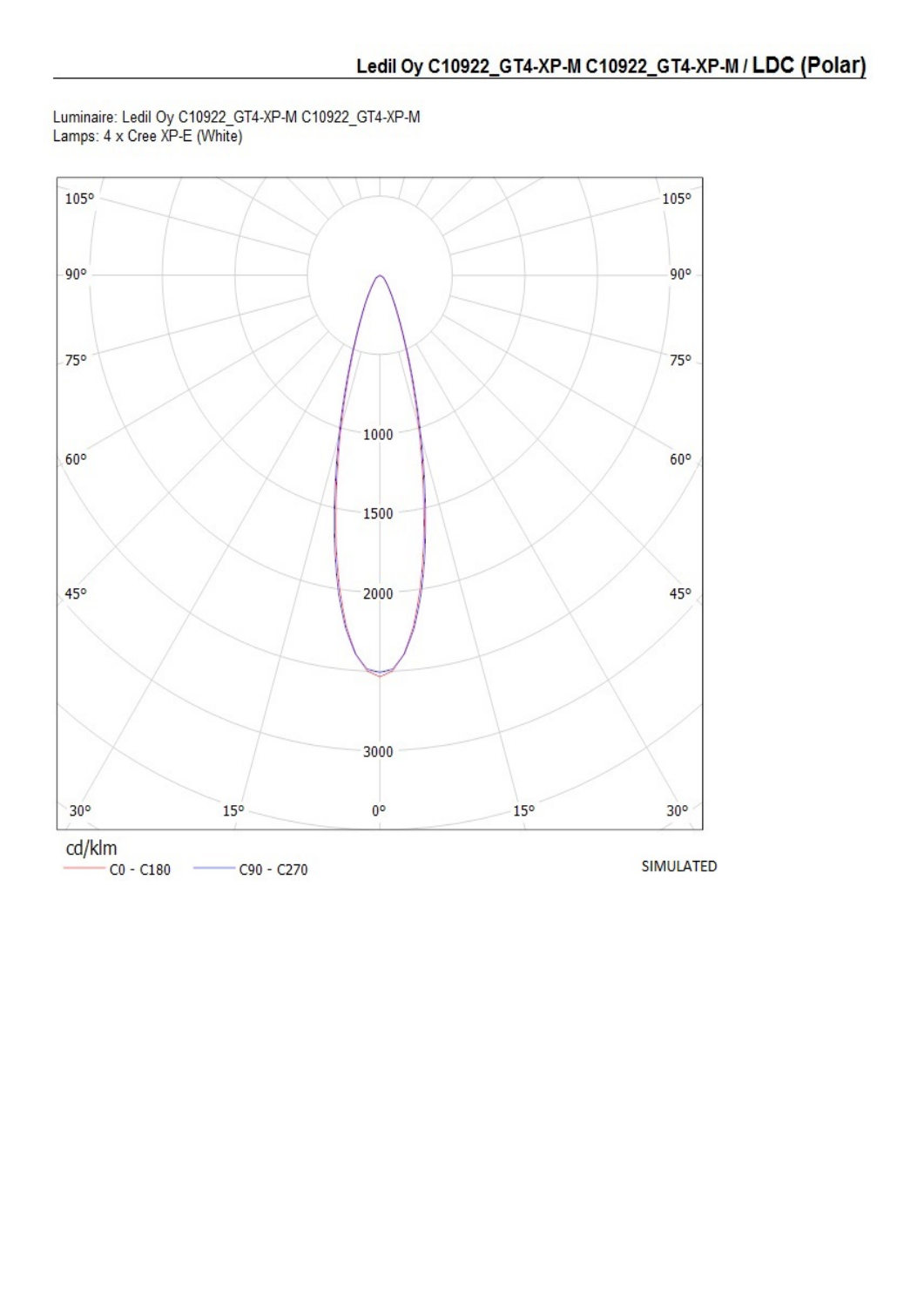## Ledil Oy C10922_GT4-XP-M C10922_GT4-XP-M / LDC (Polar)

Luminaire: Ledil Oy C10922_GT4-XP-M C10922_GT4-XP-M
Lamps: 4 x Cree XP-E (White)

105° 105°
90° 90°
75° 75°
1000
60° 60°
1500
45° 2000 45°
3000
30° 15° 0° 15° 30°

cd/klm
C0 - C180 C90 - C270

SIMULATED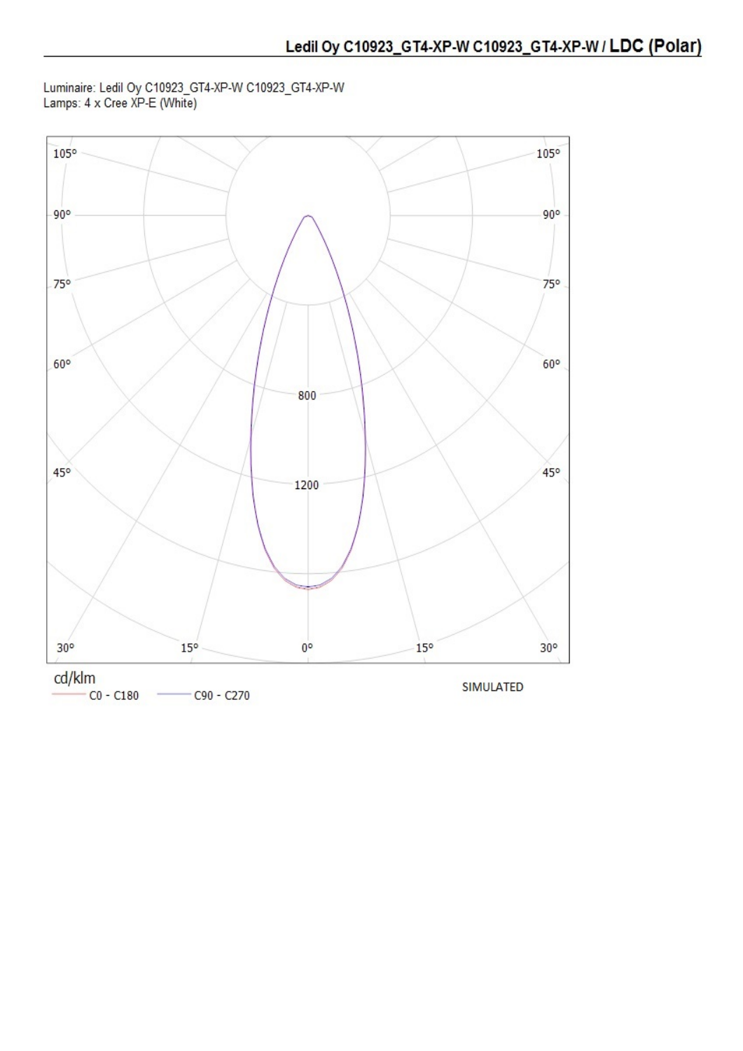# Ledil Oy C10923_GT4-XP-W C10923_GT4-XP-W / LDC (Polar)

Luminaire: Ledil Oy C10923_GT4-XP-W C10923_GT4-XP-W
Lamps: 4 x Cree XP-E (White)

105°
105°
90°
90°
75°
75°
60°
60°
800
45°
1200
45°
30°
15°
0°
15°
30°

cd/klm

C0 - C180
C90 - C270

SIMULATED